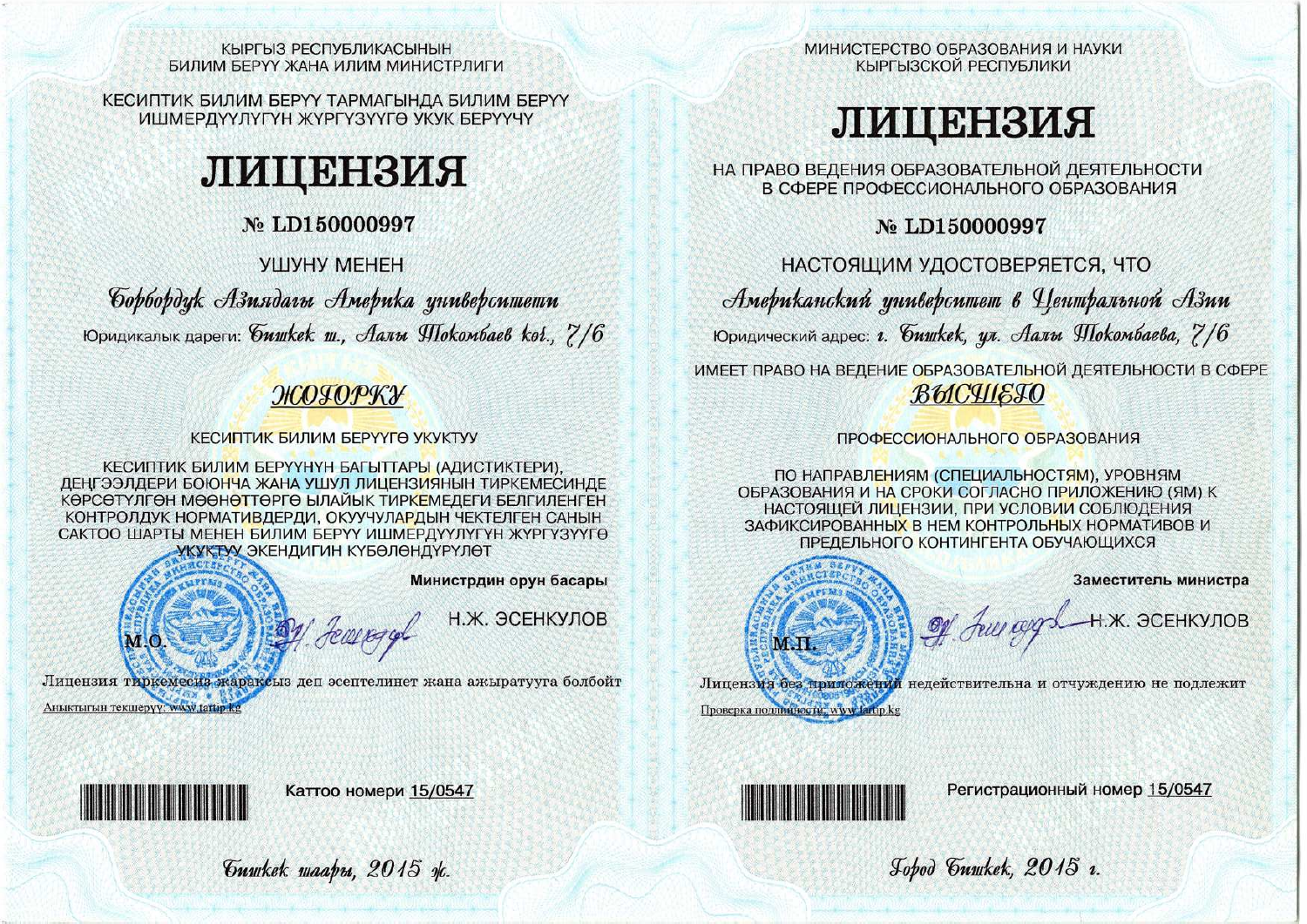КЫРГЫЗ РЕСПУБЛИКАСЫНЫН
БИЛИМ БЕРҮҮ ЖАНА ИЛИМ МИНИСТРЛИГИ

КЕСИПТИК БИЛИМ БЕРҮҮ ТАРМАГЫНДА БИЛИМ БЕРҮҮ
ИШМЕРДҮҮЛҮГҮН ЖҮРГҮЗҮҮГӨ УКУК БЕРҮҮЧҮ

# ЛИЦЕНЗИЯ

## № LD150000997

УШУНУ МЕНЕН

*Борбордук Азиядагы Америка университети*

Юридикалык дареги: *Бишкек ш., Аалы Токомбаев көч., 7/6*

*ЖОГОРКУ*

КЕСИПТИК БИЛИМ БЕРҮҮГӨ УКУКТУУ

КЕСИПТИК БИЛИМ БЕРҮҮНҮН БАГЫТТАРЫ (АДИСТИКТЕРИ), ДЕҢГЭЭЛДЕРИ БОЮНЧА ЖАНА УШУЛ ЛИЦЕНЗИЯНЫН ТИРКЕМЕСИНДЕ КӨРСӨТҮЛГӨН МӨӨНӨТТӨРГӨ ЫЛАЙЫК ТИРКЕМЕДЕГИ БЕЛГИЛЕНГЕН КОНТРОЛДУК НОРМАТИВДЕРДИ, ОКУУЧУЛАРДЫН ЧЕКТЕЛГЕН САНЫН САКТОО ШАРТЫ МЕНЕН БИЛИМ БЕРҮҮ ИШМЕРДҮҮЛҮГҮН ЖҮРГҮЗҮҮГӨ УКУКТУУ ЭКЕНДИГИН КҮБӨЛӨНДҮРҮЛӨТ

**Министрдин орун басары**

М.О.

Н.Ж. ЭСЕНКУЛОВ

Лицензия тиркемесиз жараксыз деп эсептелинет жана ажыратууга болбойт

Аныктыгын текшерүү: www.tartip.kg

Каттоо номери 15/0547

*Бишкек шаары, 2015 ж.*

---

МИНИСТЕРСТВО ОБРАЗОВАНИЯ И НАУКИ
КЫРГЫЗСКОЙ РЕСПУБЛИКИ

# ЛИЦЕНЗИЯ

НА ПРАВО ВЕДЕНИЯ ОБРАЗОВАТЕЛЬНОЙ ДЕЯТЕЛЬНОСТИ
В СФЕРЕ ПРОФЕССИОНАЛЬНОГО ОБРАЗОВАНИЯ

## № LD150000997

НАСТОЯЩИМ УДОСТОВЕРЯЕТСЯ, ЧТО

*Американский университет в Центральной Азии*

Юридический адрес: *г. Бишкек, ул. Аалы Токомбаева, 7/6*

ИМЕЕТ ПРАВО НА ВЕДЕНИЕ ОБРАЗОВАТЕЛЬНОЙ ДЕЯТЕЛЬНОСТИ В СФЕРЕ

*ВЫСШЕГО*

ПРОФЕССИОНАЛЬНОГО ОБРАЗОВАНИЯ

ПО НАПРАВЛЕНИЯМ (СПЕЦИАЛЬНОСТЯМ), УРОВНЯМ ОБРАЗОВАНИЯ И НА СРОКИ СОГЛАСНО ПРИЛОЖЕНИЮ (ЯМ) К НАСТОЯЩЕЙ ЛИЦЕНЗИИ, ПРИ УСЛОВИИ СОБЛЮДЕНИЯ ЗАФИКСИРОВАННЫХ В НЕМ КОНТРОЛЬНЫХ НОРМАТИВОВ И ПРЕДЕЛЬНОГО КОНТИНГЕНТА ОБУЧАЮЩИХСЯ

**Заместитель министра**

М.П.

Н.Ж. ЭСЕНКУЛОВ

Лицензия без приложений недействительна и отчуждению не подлежит

Проверка подлинности: www.tartip.kg

Регистрационный номер 15/0547

*Город Бишкек, 2015 г.*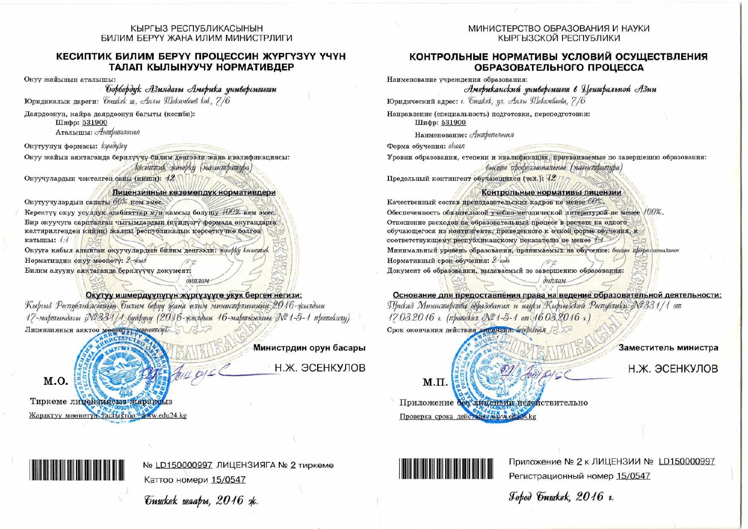КЫРГЫЗ РЕСПУБЛИКАСЫНЫН
БИЛИМ БЕРҮҮ ЖАНА ИЛИМ МИНИСТРЛИГИ

## КЕСИПТИК БИЛИМ БЕРҮҮ ПРОЦЕССИН ЖҮРГҮЗҮҮ ҮЧҮН ТАЛАП КЫЛЫНУУЧУ НОРМАТИВДЕР

Окуу жайынын аталышы:
*Борбордук Азиядагы Америка университети*

Юридикалык дареги: *Бишкек ш., Аалы Токомбаев көч., 7/6*

Даярдоонун, кайра даярдоонун багыты (кесиби):
Шифр: 531900
Аталышы: *Антропология*

Окутуунун формасы: *күндүзгү*

Окуу жайын аяктаганда берилүүчү билим деңгээли жана квалификациясы:
*кесиптик жогорку (магистратура)*

Окуучулардын чектелген саны (киши): *12*

### Лицензиянын көзөмөлдүк нормативдери

Окутуучулардын сапаты *60%* кем эмес.

Керектүү окуу усулдук адабияттар м/н камсыз болушу *100%* кем эмес.

Бир окуучуга сарпталган чыгымдардын (күндүзгү формада окугандарга келтирилгенден кийин) жалпы республикалык көрсөткүчкө болгон катышы: *1:1*

Окууга кабыл алынган окуучулардын билим деңгээли: *жогорку кесиптик*

Нормативдик окуу мөөнөтү: *2 жыл*

Билим алууну аяктаганда берилүүчү документ:
*диплом*

### Окутуу ишмердүүлүгүн жүргүзүүгө укук берген негизи:

*Кыргыз Республикасынын Билим берүү жана илим министрлигинин 2016-жылдын 17-мартындагы №331/1 буйругу (2016-жылдын 16-мартындагы №1-5-1 протоколу)*

Лицензиянын аяктоо мөөнөтү: *мөөнөтсүз*

Министрдин орун басары

Н.Ж. ЭСЕНКУЛОВ

М.О.

Тиркеме лицензиясыз жараксыз

Жарактуу мөөнөтүн тастыктоо: www.edu24.kg

№ LD150000997 ЛИЦЕНЗИЯГА № 2 тиркеме

Каттоо номери 15/0547

*Бишкек шаары, 2016 ж.*

---

МИНИСТЕРСТВО ОБРАЗОВАНИЯ И НАУКИ
КЫРГЫЗСКОЙ РЕСПУБЛИКИ

## КОНТРОЛЬНЫЕ НОРМАТИВЫ УСЛОВИЙ ОСУЩЕСТВЛЕНИЯ ОБРАЗОВАТЕЛЬНОГО ПРОЦЕССА

Наименование учреждения образования:
*Американский университет в Центральной Азии*

Юридический адрес: *г. Бишкек, ул. Аалы Токомбаева, 7/6*

Направление (специальность) подготовки, переподготовки:
Шифр: 531900

Наименование: *Антропология*

Форма обучения: *очная*

Уровни образования, степени и квалификация, присваиваемые по завершению образования:
*высшее профессиональное (магистратура)*

Предельный контингент обучающихся (чел.): *12*

### Контрольные нормативы лицензии

Качественный состав преподавательских кадров не менее *60%*.

Обеспеченность обязательной учебно-методической литературой не менее *100%*.

Отношение расходов на образовательный процесс в расчете на одного обучающегося из контингента, приведенного к очной форме обучения, к соответствующему республиканскому показателю не менее *1:1*

Минимальный уровень образования, принимаемых на обучение: *высшее профессиональное*

Нормативный срок обучения: *2 года*

Документ об образовании, выдаваемый по завершению образования:
*диплом*

### Основание для предоставления права на ведение образовательной деятельности:

*Приказ Министерства образования и науки Кыргызской Республики №331/1 от 17.03.2016 г. (протокол №1-5-1 от 16.03.2016 г.)*

Срок окончания действия лицензии: *бессрочная*

Заместитель министра

Н.Ж. ЭСЕНКУЛОВ

М.П.

Приложение без лицензии недействительно

Проверка срока действия: www.edu24.kg

Приложение № 2 к ЛИЦЕНЗИИ № LD150000997

Регистрационный номер 15/0547

*Город Бишкек, 2016 г.*